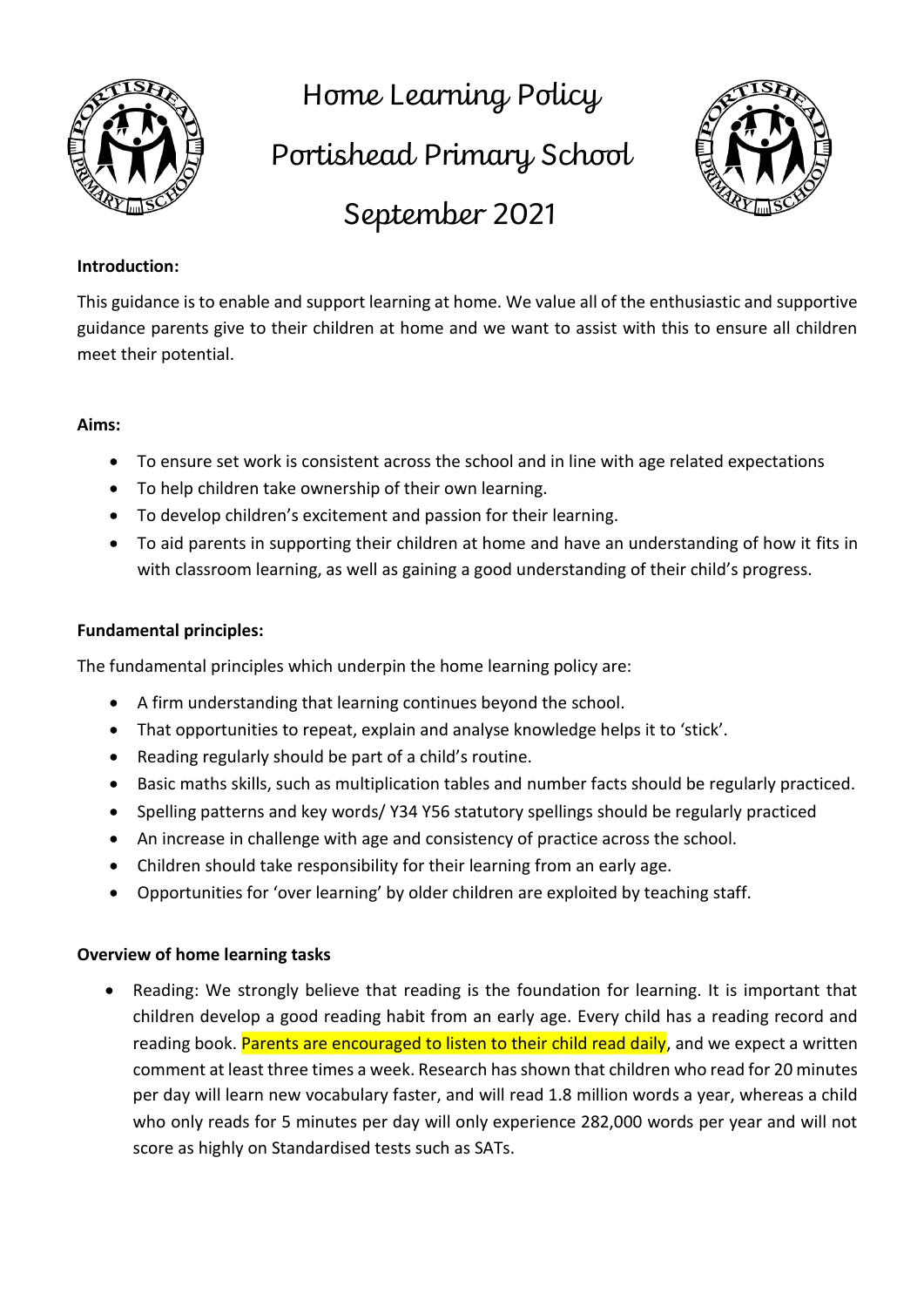# Home Learning Policy

# Portishead Primary School

# September 2021

**Introduction:**

This guidance is to enable and support learning at home. We value all of the enthusiastic and supportive guidance parents give to their children at home and we want to assist with this to ensure all children meet their potential.

**Aims:**

- To ensure set work is consistent across the school and in line with age related expectations
- To help children take ownership of their own learning.
- To develop children's excitement and passion for their learning.
- To aid parents in supporting their children at home and have an understanding of how it fits in with classroom learning, as well as gaining a good understanding of their child's progress.

**Fundamental principles:**

The fundamental principles which underpin the home learning policy are:

- A firm understanding that learning continues beyond the school.
- That opportunities to repeat, explain and analyse knowledge helps it to 'stick'.
- Reading regularly should be part of a child's routine.
- Basic maths skills, such as multiplication tables and number facts should be regularly practiced.
- Spelling patterns and key words/ Y34 Y56 statutory spellings should be regularly practiced
- An increase in challenge with age and consistency of practice across the school.
- Children should take responsibility for their learning from an early age.
- Opportunities for 'over learning' by older children are exploited by teaching staff.

**Overview of home learning tasks**

- Reading: We strongly believe that reading is the foundation for learning. It is important that children develop a good reading habit from an early age. Every child has a reading record and reading book. Parents are encouraged to listen to their child read daily, and we expect a written comment at least three times a week. Research has shown that children who read for 20 minutes per day will learn new vocabulary faster, and will read 1.8 million words a year, whereas a child who only reads for 5 minutes per day will only experience 282,000 words per year and will not score as highly on Standardised tests such as SATs.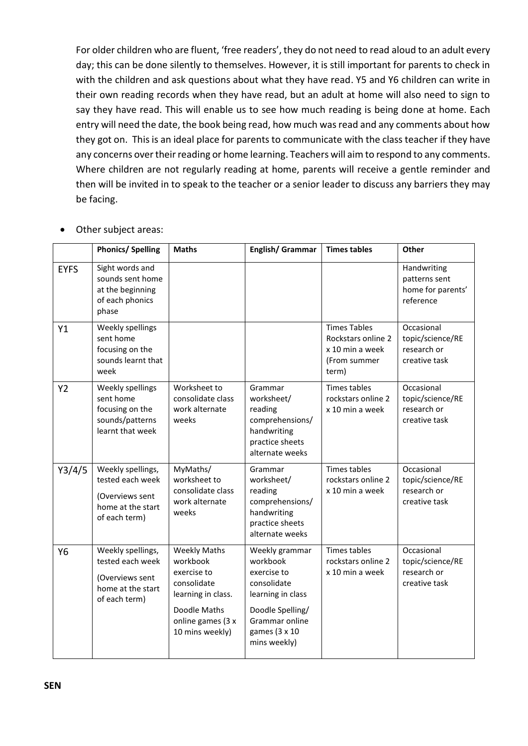For older children who are fluent, 'free readers', they do not need to read aloud to an adult every day; this can be done silently to themselves. However, it is still important for parents to check in with the children and ask questions about what they have read. Y5 and Y6 children can write in their own reading records when they have read, but an adult at home will also need to sign to say they have read. This will enable us to see how much reading is being done at home. Each entry will need the date, the book being read, how much was read and any comments about how they got on. This is an ideal place for parents to communicate with the class teacher if they have any concerns over their reading or home learning. Teachers will aim to respond to any comments. Where children are not regularly reading at home, parents will receive a gentle reminder and then will be invited in to speak to the teacher or a senior leader to discuss any barriers they may be facing.

- Other subject areas:

| | Phonics/ Spelling | Maths | English/ Grammar | Times tables | Other |
|---|---|---|---|---|---|
| EYFS | Sight words and sounds sent home at the beginning of each phonics phase | | | | Handwriting patterns sent home for parents' reference |
| Y1 | Weekly spellings sent home focusing on the sounds learnt that week | | | Times Tables Rockstars online 2 x 10 min a week (From summer term) | Occasional topic/science/RE research or creative task |
| Y2 | Weekly spellings sent home focusing on the sounds/patterns learnt that week | Worksheet to consolidate class work alternate weeks | Grammar worksheet/ reading comprehensions/ handwriting practice sheets alternate weeks | Times tables rockstars online 2 x 10 min a week | Occasional topic/science/RE research or creative task |
| Y3/4/5 | Weekly spellings, tested each week (Overviews sent home at the start of each term) | MyMaths/ worksheet to consolidate class work alternate weeks | Grammar worksheet/ reading comprehensions/ handwriting practice sheets alternate weeks | Times tables rockstars online 2 x 10 min a week | Occasional topic/science/RE research or creative task |
| Y6 | Weekly spellings, tested each week (Overviews sent home at the start of each term) | Weekly Maths workbook exercise to consolidate learning in class. Doodle Maths online games (3 x 10 mins weekly) | Weekly grammar workbook exercise to consolidate learning in class Doodle Spelling/ Grammar online games (3 x 10 mins weekly) | Times tables rockstars online 2 x 10 min a week | Occasional topic/science/RE research or creative task |

**SEN**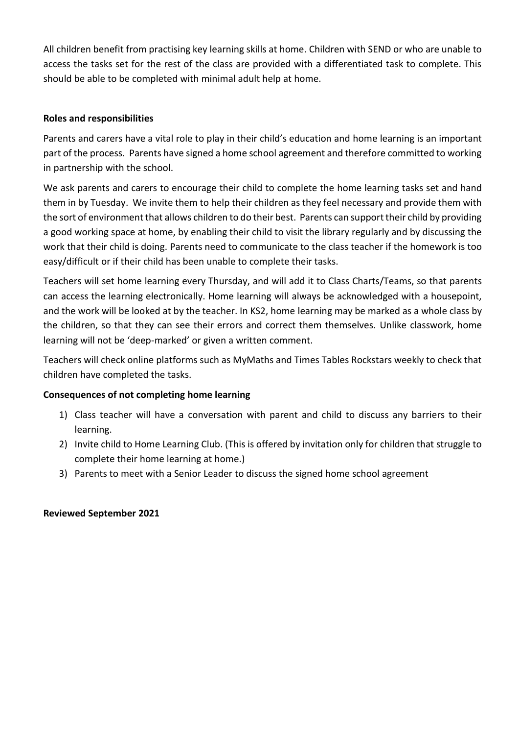All children benefit from practising key learning skills at home. Children with SEND or who are unable to access the tasks set for the rest of the class are provided with a differentiated task to complete. This should be able to be completed with minimal adult help at home.

**Roles and responsibilities**

Parents and carers have a vital role to play in their child's education and home learning is an important part of the process. Parents have signed a home school agreement and therefore committed to working in partnership with the school.

We ask parents and carers to encourage their child to complete the home learning tasks set and hand them in by Tuesday. We invite them to help their children as they feel necessary and provide them with the sort of environment that allows children to do their best. Parents can support their child by providing a good working space at home, by enabling their child to visit the library regularly and by discussing the work that their child is doing. Parents need to communicate to the class teacher if the homework is too easy/difficult or if their child has been unable to complete their tasks.

Teachers will set home learning every Thursday, and will add it to Class Charts/Teams, so that parents can access the learning electronically. Home learning will always be acknowledged with a housepoint, and the work will be looked at by the teacher. In KS2, home learning may be marked as a whole class by the children, so that they can see their errors and correct them themselves. Unlike classwork, home learning will not be 'deep-marked' or given a written comment.

Teachers will check online platforms such as MyMaths and Times Tables Rockstars weekly to check that children have completed the tasks.

**Consequences of not completing home learning**

1) Class teacher will have a conversation with parent and child to discuss any barriers to their learning.
2) Invite child to Home Learning Club. (This is offered by invitation only for children that struggle to complete their home learning at home.)
3) Parents to meet with a Senior Leader to discuss the signed home school agreement

**Reviewed September 2021**